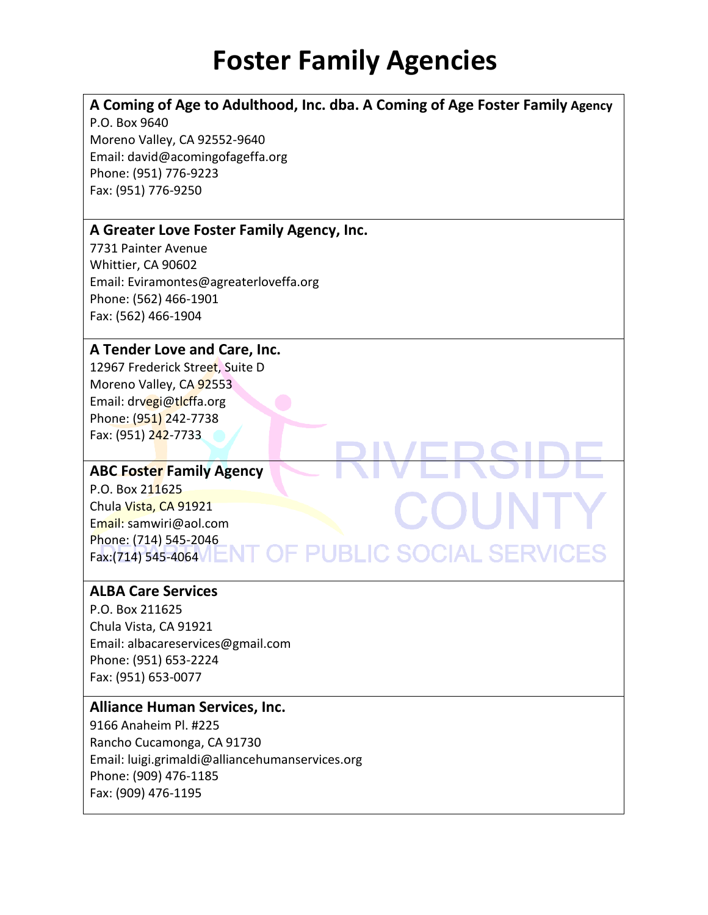# Foster Family Agencies

**A Coming of Age to Adulthood, Inc. dba. A Coming of Age Foster Family Agency**
P.O. Box 9640
Moreno Valley, CA 92552-9640
Email: david@acomingofageffa.org
Phone: (951) 776-9223
Fax: (951) 776-9250

**A Greater Love Foster Family Agency, Inc.**
7731 Painter Avenue
Whittier, CA 90602
Email: Eviramontes@agreaterloveffa.org
Phone: (562) 466-1901
Fax: (562) 466-1904

**A Tender Love and Care, Inc.**
12967 Frederick Street, Suite D
Moreno Valley, CA 92553
Email: drvegi@tlcffa.org
Phone: (951) 242-7738
Fax: (951) 242-7733

**ABC Foster Family Agency**
P.O. Box 211625
Chula Vista, CA 91921
Email: samwiri@aol.com
Phone: (714) 545-2046
Fax:(714) 545-4064

**ALBA Care Services**
P.O. Box 211625
Chula Vista, CA 91921
Email: albacareservices@gmail.com
Phone: (951) 653-2224
Fax: (951) 653-0077

**Alliance Human Services, Inc.**
9166 Anaheim Pl. #225
Rancho Cucamonga, CA 91730
Email: luigi.grimaldi@alliancehumanservices.org
Phone: (909) 476-1185
Fax: (909) 476-1195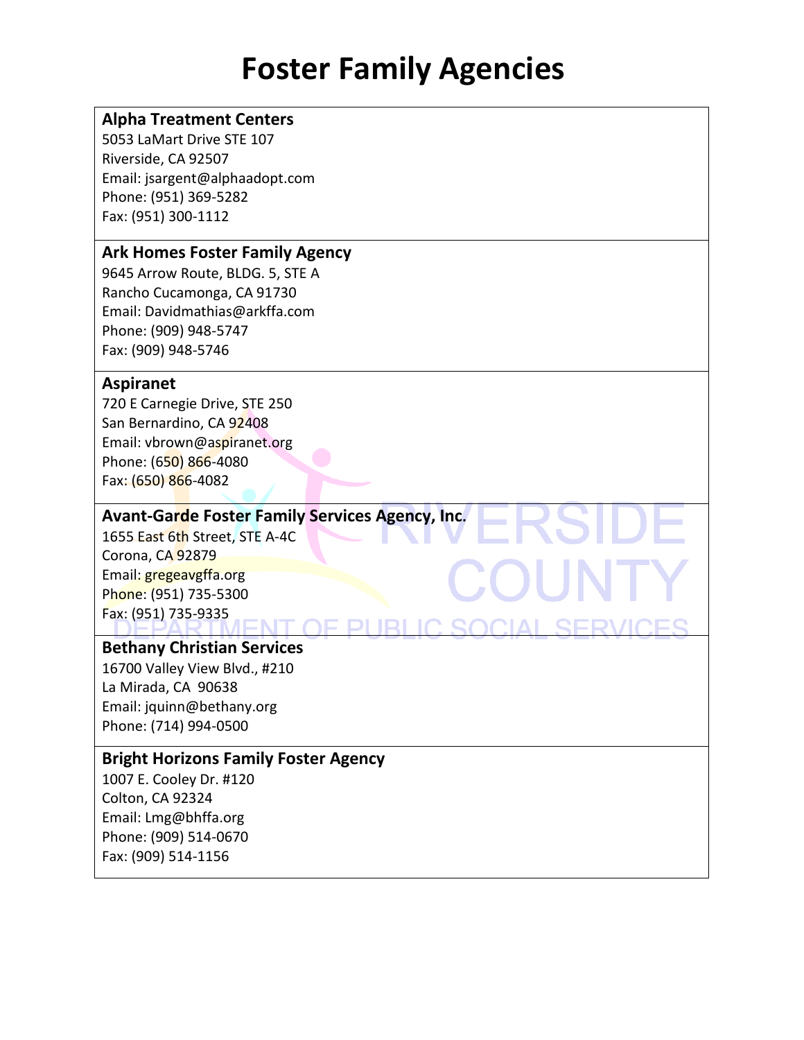# Foster Family Agencies

**Alpha Treatment Centers**
5053 LaMart Drive STE 107
Riverside, CA 92507
Email: jsargent@alphaadopt.com
Phone: (951) 369-5282
Fax: (951) 300-1112

**Ark Homes Foster Family Agency**
9645 Arrow Route, BLDG. 5, STE A
Rancho Cucamonga, CA 91730
Email: Davidmathias@arkffa.com
Phone: (909) 948-5747
Fax: (909) 948-5746

**Aspiranet**
720 E Carnegie Drive, STE 250
San Bernardino, CA 92408
Email: vbrown@aspiranet.org
Phone: (650) 866-4080
Fax: (650) 866-4082

**Avant-Garde Foster Family Services Agency, Inc.**
1655 East 6th Street, STE A-4C
Corona, CA 92879
Email: gregeavgffa.org
Phone: (951) 735-5300
Fax: (951) 735-9335

**Bethany Christian Services**
16700 Valley View Blvd., #210
La Mirada, CA 90638
Email: jquinn@bethany.org
Phone: (714) 994-0500

**Bright Horizons Family Foster Agency**
1007 E. Cooley Dr. #120
Colton, CA 92324
Email: Lmg@bhffa.org
Phone: (909) 514-0670
Fax: (909) 514-1156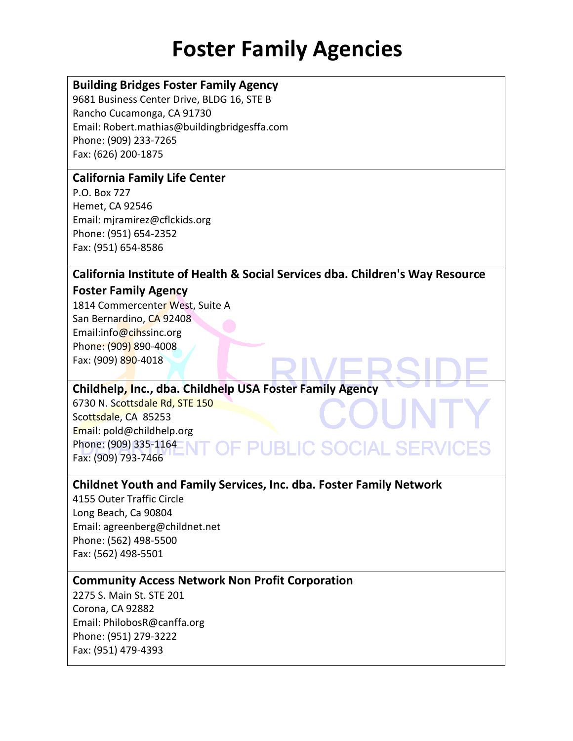# Foster Family Agencies

**Building Bridges Foster Family Agency**
9681 Business Center Drive, BLDG 16, STE B
Rancho Cucamonga, CA 91730
Email: Robert.mathias@buildingbridgesffa.com
Phone: (909) 233-7265
Fax: (626) 200-1875

**California Family Life Center**
P.O. Box 727
Hemet, CA 92546
Email: mjramirez@cflckids.org
Phone: (951) 654-2352
Fax: (951) 654-8586

**California Institute of Health & Social Services dba. Children's Way Resource Foster Family Agency**
1814 Commercenter West, Suite A
San Bernardino, CA 92408
Email:info@cihssinc.org
Phone: (909) 890-4008
Fax: (909) 890-4018

**Childhelp, Inc., dba. Childhelp USA Foster Family Agency**
6730 N. Scottsdale Rd, STE 150
Scottsdale, CA 85253
Email: pold@childhelp.org
Phone: (909) 335-1164
Fax: (909) 793-7466

**Childnet Youth and Family Services, Inc. dba. Foster Family Network**
4155 Outer Traffic Circle
Long Beach, Ca 90804
Email: agreenberg@childnet.net
Phone: (562) 498-5500
Fax: (562) 498-5501

**Community Access Network Non Profit Corporation**
2275 S. Main St. STE 201
Corona, CA 92882
Email: PhilobosR@canffa.org
Phone: (951) 279-3222
Fax: (951) 479-4393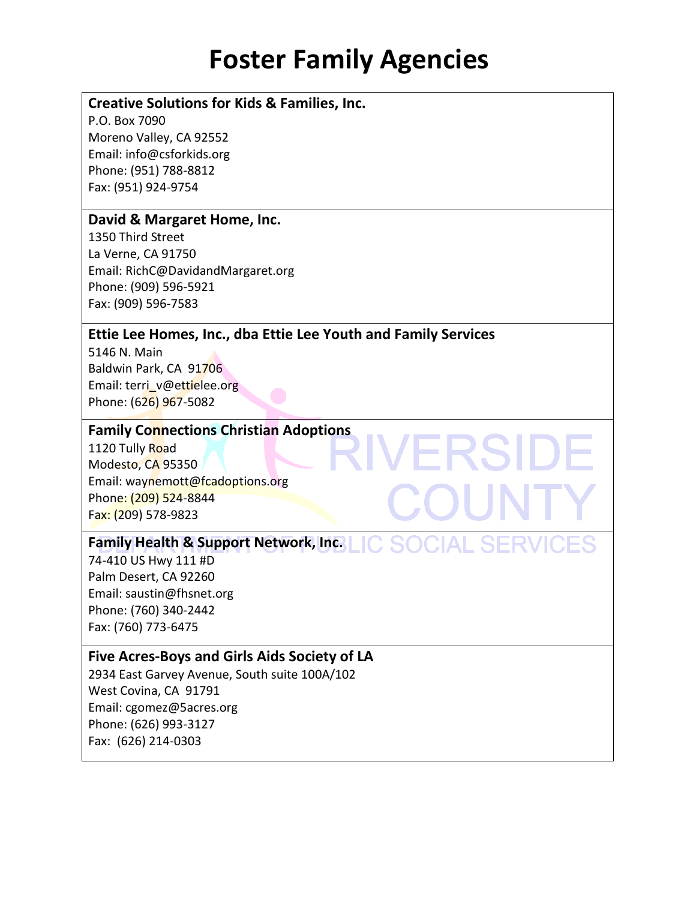# Foster Family Agencies

**Creative Solutions for Kids & Families, Inc.**
P.O. Box 7090
Moreno Valley, CA 92552
Email: info@csforkids.org
Phone: (951) 788-8812
Fax: (951) 924-9754

**David & Margaret Home, Inc.**
1350 Third Street
La Verne, CA 91750
Email: RichC@DavidandMargaret.org
Phone: (909) 596-5921
Fax: (909) 596-7583

**Ettie Lee Homes, Inc., dba Ettie Lee Youth and Family Services**
5146 N. Main
Baldwin Park, CA 91706
Email: terri_v@ettielee.org
Phone: (626) 967-5082

**Family Connections Christian Adoptions**
1120 Tully Road
Modesto, CA 95350
Email: waynemott@fcadoptions.org
Phone: (209) 524-8844
Fax: (209) 578-9823

**Family Health & Support Network, Inc.**
74-410 US Hwy 111 #D
Palm Desert, CA 92260
Email: saustin@fhsnet.org
Phone: (760) 340-2442
Fax: (760) 773-6475

**Five Acres-Boys and Girls Aids Society of LA**
2934 East Garvey Avenue, South suite 100A/102
West Covina, CA 91791
Email: cgomez@5acres.org
Phone: (626) 993-3127
Fax: (626) 214-0303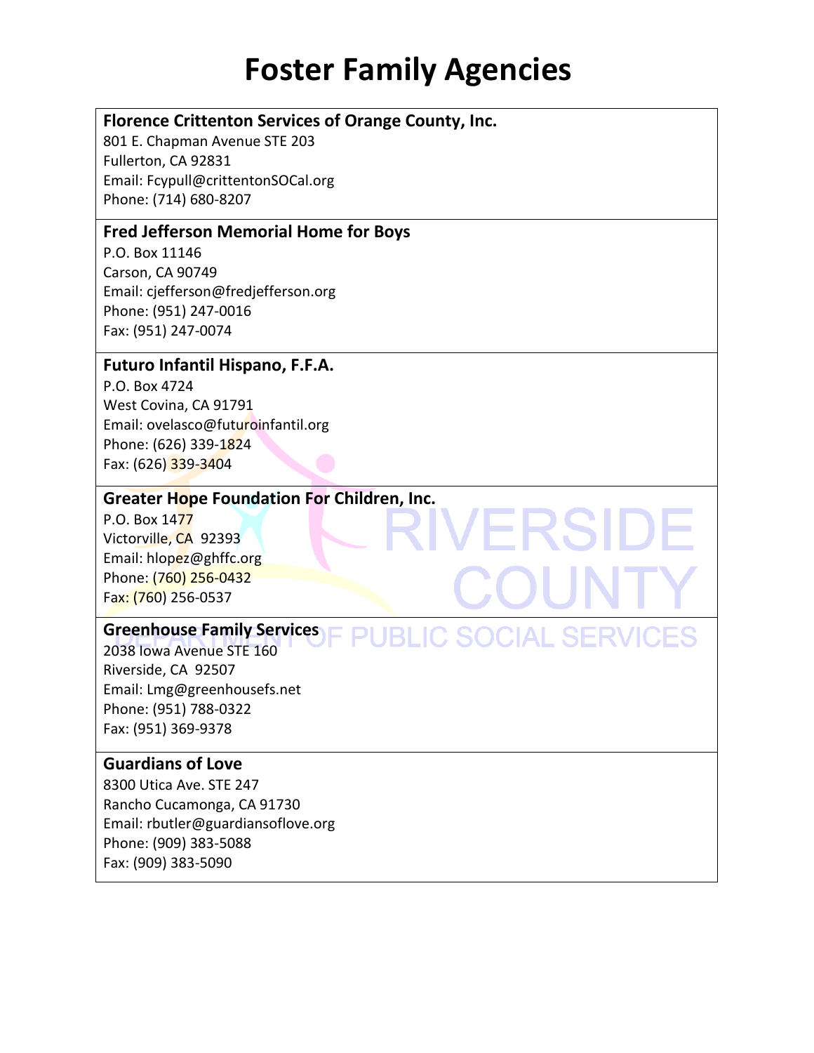# Foster Family Agencies

**Florence Crittenton Services of Orange County, Inc.**
801 E. Chapman Avenue STE 203
Fullerton, CA 92831
Email: Fcypull@crittentonSOCal.org
Phone: (714) 680-8207

**Fred Jefferson Memorial Home for Boys**
P.O. Box 11146
Carson, CA 90749
Email: cjefferson@fredjefferson.org
Phone: (951) 247-0016
Fax: (951) 247-0074

**Futuro Infantil Hispano, F.F.A.**
P.O. Box 4724
West Covina, CA 91791
Email: ovelasco@futuroinfantil.org
Phone: (626) 339-1824
Fax: (626) 339-3404

**Greater Hope Foundation For Children, Inc.**
P.O. Box 1477
Victorville, CA 92393
Email: hlopez@ghffc.org
Phone: (760) 256-0432
Fax: (760) 256-0537

**Greenhouse Family Services**
2038 Iowa Avenue STE 160
Riverside, CA 92507
Email: Lmg@greenhousefs.net
Phone: (951) 788-0322
Fax: (951) 369-9378

**Guardians of Love**
8300 Utica Ave. STE 247
Rancho Cucamonga, CA 91730
Email: rbutler@guardiansoflove.org
Phone: (909) 383-5088
Fax: (909) 383-5090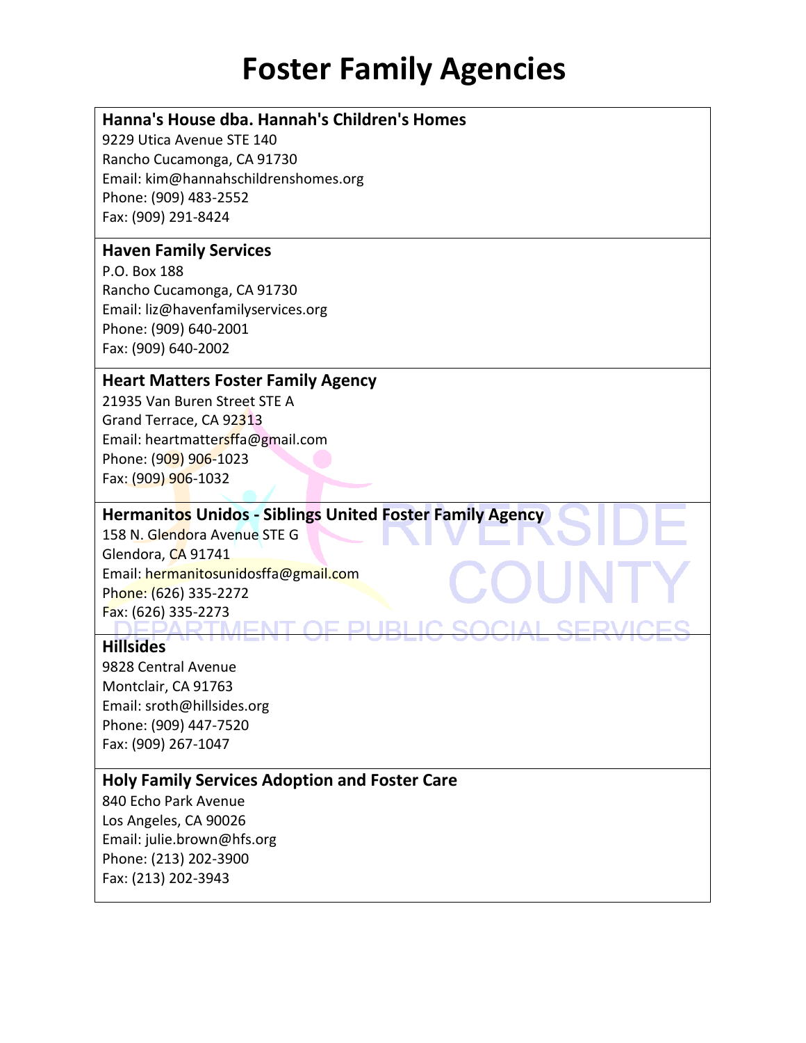# Foster Family Agencies

**Hanna's House dba. Hannah's Children's Homes**
9229 Utica Avenue STE 140
Rancho Cucamonga, CA 91730
Email: kim@hannahschildrenshomes.org
Phone: (909) 483-2552
Fax: (909) 291-8424

**Haven Family Services**
P.O. Box 188
Rancho Cucamonga, CA 91730
Email: liz@havenfamilyservices.org
Phone: (909) 640-2001
Fax: (909) 640-2002

**Heart Matters Foster Family Agency**
21935 Van Buren Street STE A
Grand Terrace, CA 92313
Email: heartmattersffa@gmail.com
Phone: (909) 906-1023
Fax: (909) 906-1032

**Hermanitos Unidos - Siblings United Foster Family Agency**
158 N. Glendora Avenue STE G
Glendora, CA 91741
Email: hermanitosunidosffa@gmail.com
Phone: (626) 335-2272
Fax: (626) 335-2273

**Hillsides**
9828 Central Avenue
Montclair, CA 91763
Email: sroth@hillsides.org
Phone: (909) 447-7520
Fax: (909) 267-1047

**Holy Family Services Adoption and Foster Care**
840 Echo Park Avenue
Los Angeles, CA 90026
Email: julie.brown@hfs.org
Phone: (213) 202-3900
Fax: (213) 202-3943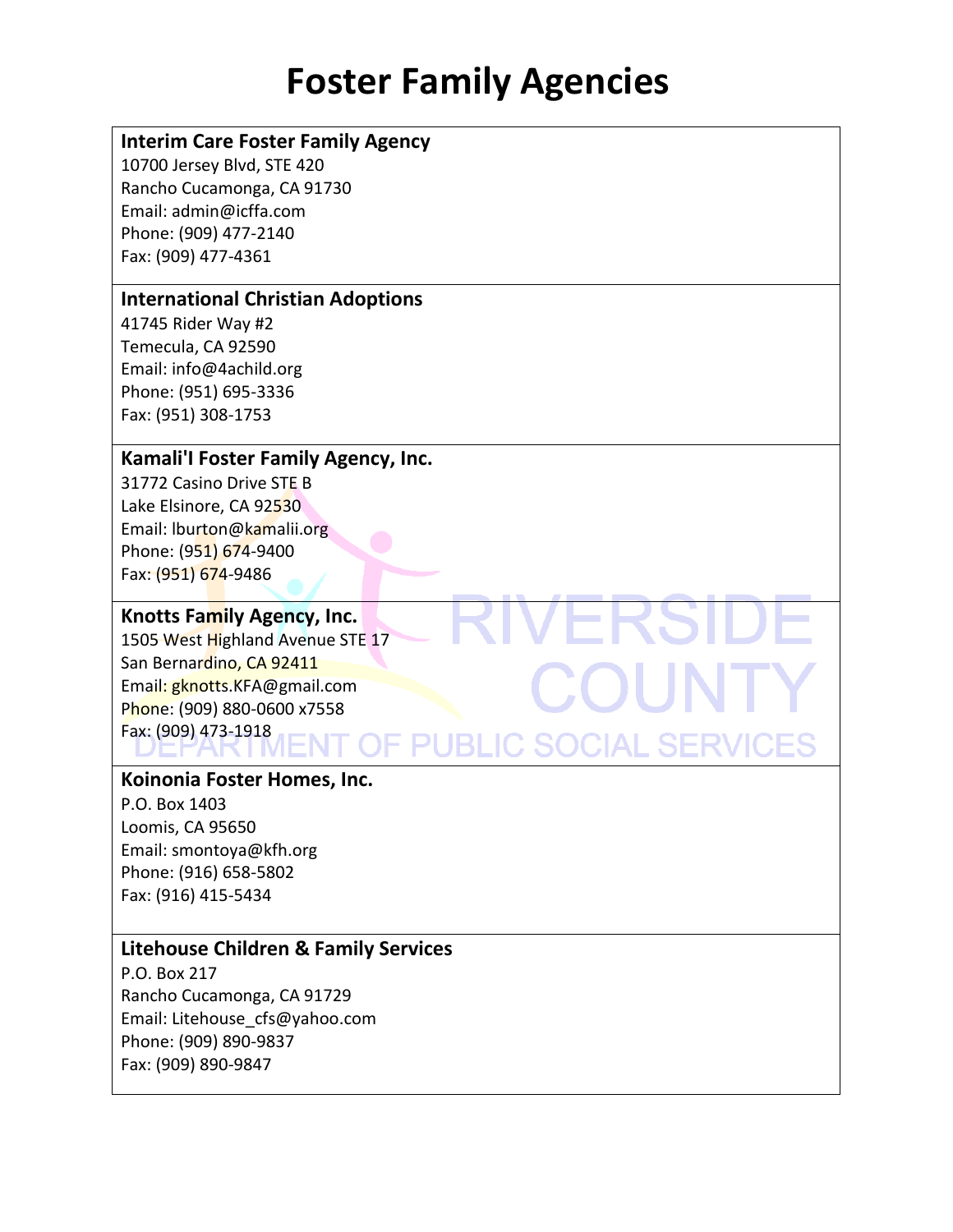# Foster Family Agencies

**Interim Care Foster Family Agency**
10700 Jersey Blvd, STE 420
Rancho Cucamonga, CA 91730
Email: admin@icffa.com
Phone: (909) 477-2140
Fax: (909) 477-4361

**International Christian Adoptions**
41745 Rider Way #2
Temecula, CA 92590
Email: info@4achild.org
Phone: (951) 695-3336
Fax: (951) 308-1753

**Kamali'I Foster Family Agency, Inc.**
31772 Casino Drive STE B
Lake Elsinore, CA 92530
Email: lburton@kamalii.org
Phone: (951) 674-9400
Fax: (951) 674-9486

**Knotts Family Agency, Inc.**
1505 West Highland Avenue STE 17
San Bernardino, CA 92411
Email: gknotts.KFA@gmail.com
Phone: (909) 880-0600 x7558
Fax: (909) 473-1918

**Koinonia Foster Homes, Inc.**
P.O. Box 1403
Loomis, CA 95650
Email: smontoya@kfh.org
Phone: (916) 658-5802
Fax: (916) 415-5434

**Litehouse Children & Family Services**
P.O. Box 217
Rancho Cucamonga, CA 91729
Email: Litehouse_cfs@yahoo.com
Phone: (909) 890-9837
Fax: (909) 890-9847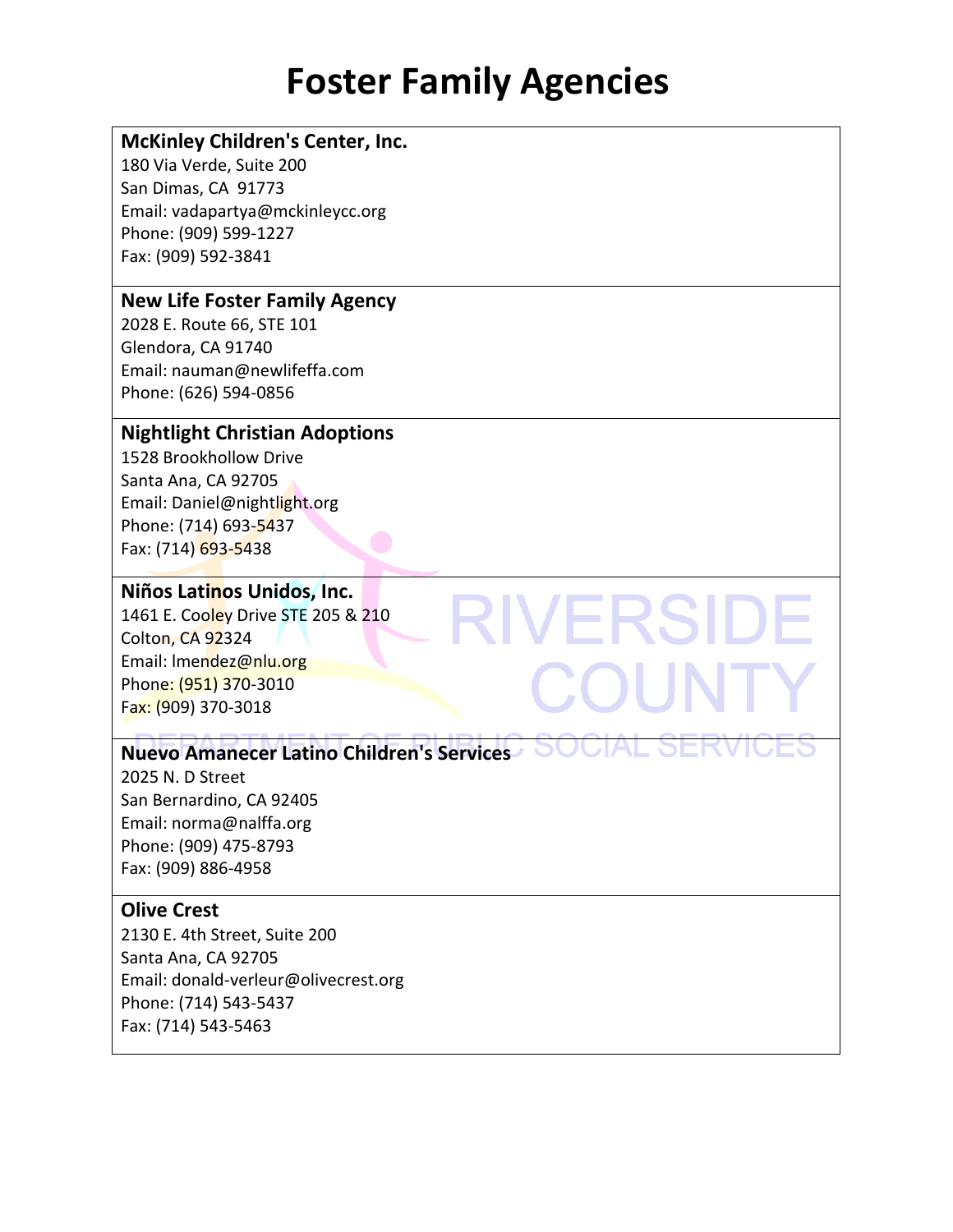# Foster Family Agencies

**McKinley Children's Center, Inc.**
180 Via Verde, Suite 200
San Dimas, CA 91773
Email: vadapartya@mckinleycc.org
Phone: (909) 599-1227
Fax: (909) 592-3841

**New Life Foster Family Agency**
2028 E. Route 66, STE 101
Glendora, CA 91740
Email: nauman@newlifeffa.com
Phone: (626) 594-0856

**Nightlight Christian Adoptions**
1528 Brookhollow Drive
Santa Ana, CA 92705
Email: Daniel@nightlight.org
Phone: (714) 693-5437
Fax: (714) 693-5438

**Niños Latinos Unidos, Inc.**
1461 E. Cooley Drive STE 205 & 210
Colton, CA 92324
Email: lmendez@nlu.org
Phone: (951) 370-3010
Fax: (909) 370-3018

**Nuevo Amanecer Latino Children's Services**
2025 N. D Street
San Bernardino, CA 92405
Email: norma@nalffa.org
Phone: (909) 475-8793
Fax: (909) 886-4958

**Olive Crest**
2130 E. 4th Street, Suite 200
Santa Ana, CA 92705
Email: donald-verleur@olivecrest.org
Phone: (714) 543-5437
Fax: (714) 543-5463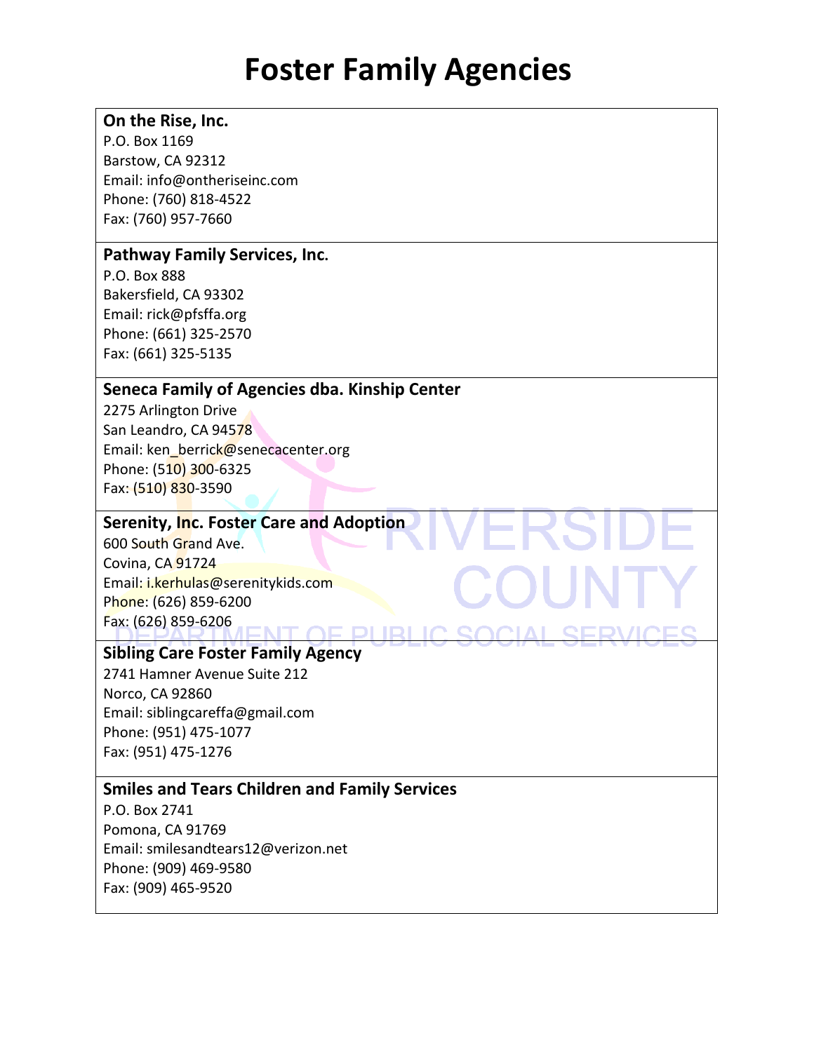# Foster Family Agencies

**On the Rise, Inc.**
P.O. Box 1169
Barstow, CA 92312
Email: info@ontheriseinc.com
Phone: (760) 818-4522
Fax: (760) 957-7660

**Pathway Family Services, Inc.**
P.O. Box 888
Bakersfield, CA 93302
Email: rick@pfsffa.org
Phone: (661) 325-2570
Fax: (661) 325-5135

**Seneca Family of Agencies dba. Kinship Center**
2275 Arlington Drive
San Leandro, CA 94578
Email: ken_berrick@senecacenter.org
Phone: (510) 300-6325
Fax: (510) 830-3590

**Serenity, Inc. Foster Care and Adoption**
600 South Grand Ave.
Covina, CA 91724
Email: i.kerhulas@serenitykids.com
Phone: (626) 859-6200
Fax: (626) 859-6206

**Sibling Care Foster Family Agency**
2741 Hamner Avenue Suite 212
Norco, CA 92860
Email: siblingcareffa@gmail.com
Phone: (951) 475-1077
Fax: (951) 475-1276

**Smiles and Tears Children and Family Services**
P.O. Box 2741
Pomona, CA 91769
Email: smilesandtears12@verizon.net
Phone: (909) 469-9580
Fax: (909) 465-9520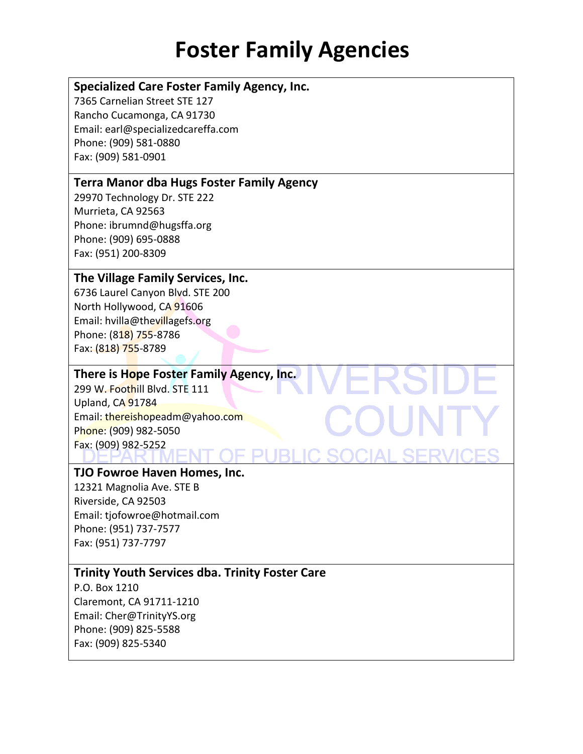# Foster Family Agencies

**Specialized Care Foster Family Agency, Inc.**
7365 Carnelian Street STE 127
Rancho Cucamonga, CA 91730
Email: earl@specializedcareffa.com
Phone: (909) 581-0880
Fax: (909) 581-0901

**Terra Manor dba Hugs Foster Family Agency**
29970 Technology Dr. STE 222
Murrieta, CA 92563
Phone: ibrumnd@hugsffa.org
Phone: (909) 695-0888
Fax: (951) 200-8309

**The Village Family Services, Inc.**
6736 Laurel Canyon Blvd. STE 200
North Hollywood, CA 91606
Email: hvilla@thevillagefs.org
Phone: (818) 755-8786
Fax: (818) 755-8789

**There is Hope Foster Family Agency, Inc.**
299 W. Foothill Blvd. STE 111
Upland, CA 91784
Email: thereishopeadm@yahoo.com
Phone: (909) 982-5050
Fax: (909) 982-5252

**TJO Fowroe Haven Homes, Inc.**
12321 Magnolia Ave. STE B
Riverside, CA 92503
Email: tjofowroe@hotmail.com
Phone: (951) 737-7577
Fax: (951) 737-7797

**Trinity Youth Services dba. Trinity Foster Care**
P.O. Box 1210
Claremont, CA 91711-1210
Email: Cher@TrinityYS.org
Phone: (909) 825-5588
Fax: (909) 825-5340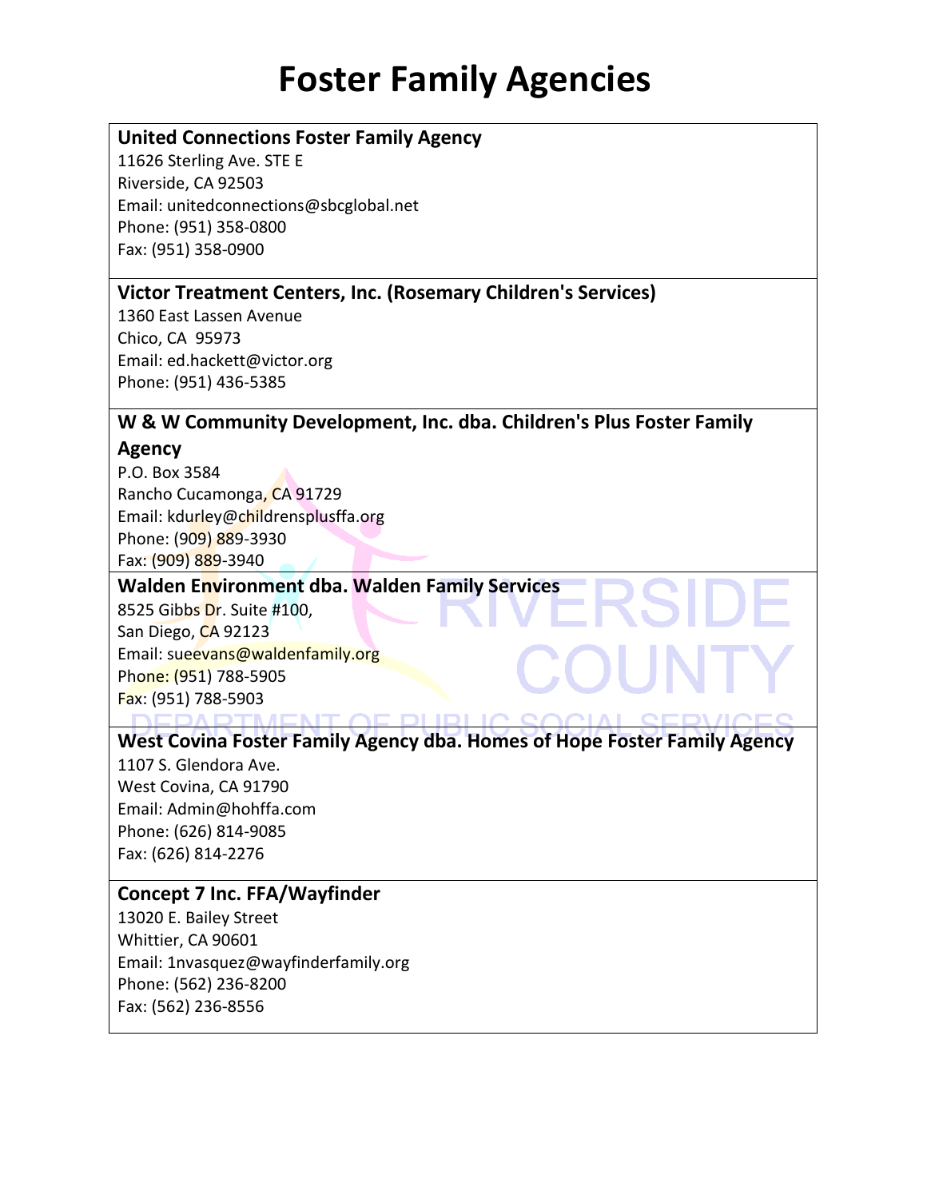# Foster Family Agencies

**United Connections Foster Family Agency**
11626 Sterling Ave. STE E
Riverside, CA 92503
Email: unitedconnections@sbcglobal.net
Phone: (951) 358-0800
Fax: (951) 358-0900

**Victor Treatment Centers, Inc. (Rosemary Children's Services)**
1360 East Lassen Avenue
Chico, CA 95973
Email: ed.hackett@victor.org
Phone: (951) 436-5385

**W & W Community Development, Inc. dba. Children's Plus Foster Family Agency**
P.O. Box 3584
Rancho Cucamonga, CA 91729
Email: kdurley@childrensplusffa.org
Phone: (909) 889-3930
Fax: (909) 889-3940

**Walden Environment dba. Walden Family Services**
8525 Gibbs Dr. Suite #100,
San Diego, CA 92123
Email: sueevans@waldenfamily.org
Phone: (951) 788-5905
Fax: (951) 788-5903

**West Covina Foster Family Agency dba. Homes of Hope Foster Family Agency**
1107 S. Glendora Ave.
West Covina, CA 91790
Email: Admin@hohffa.com
Phone: (626) 814-9085
Fax: (626) 814-2276

**Concept 7 Inc. FFA/Wayfinder**
13020 E. Bailey Street
Whittier, CA 90601
Email: 1nvasquez@wayfinderfamily.org
Phone: (562) 236-8200
Fax: (562) 236-8556